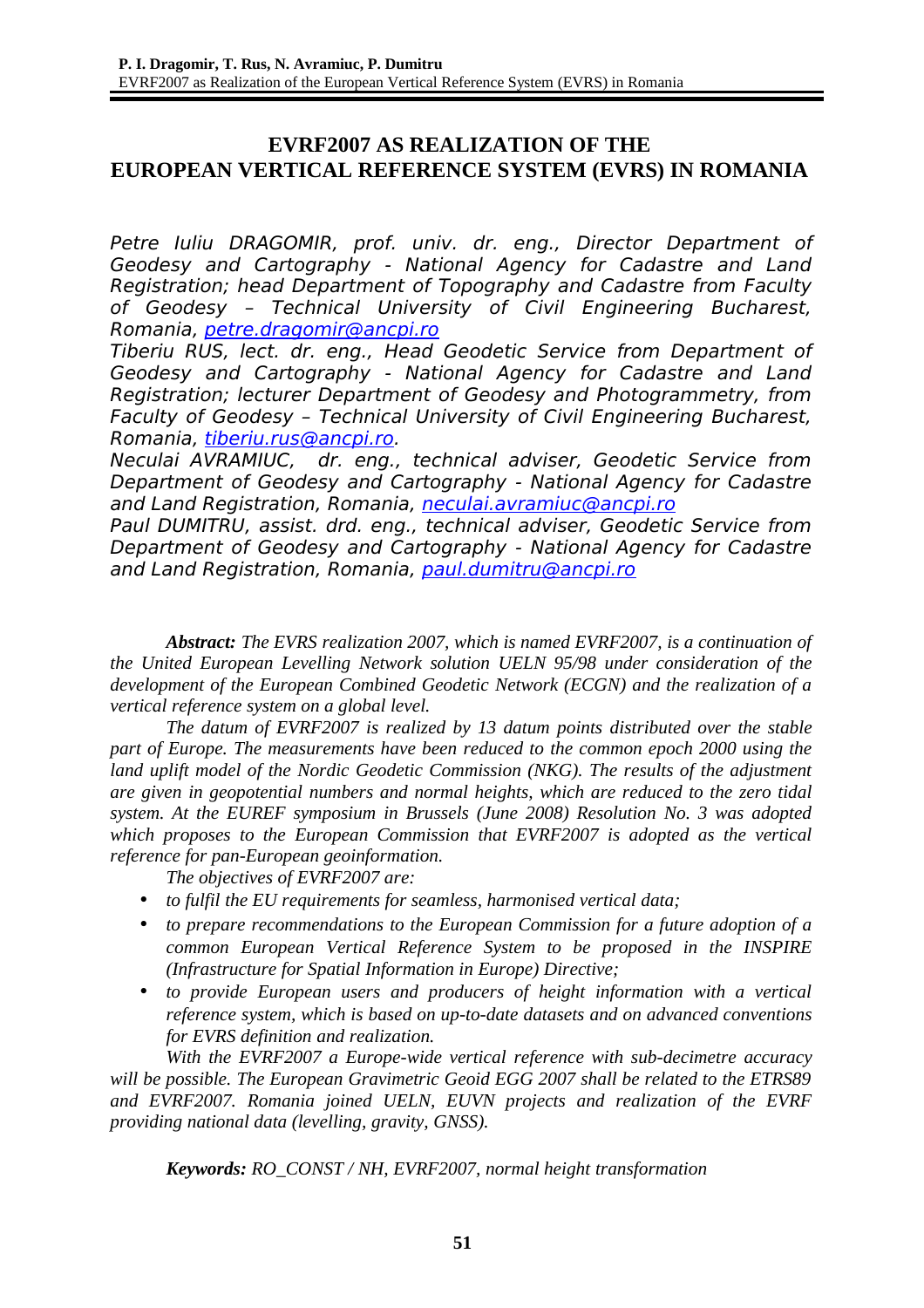# EVRF2007 AS REALIZATION OF THE EUROPEAN VERTICAL REFERENCE SYSTEM (EVRS) IN ROMANIA

*Petre Iuliu DRAGOMIR, prof. univ. dr. eng., Director Department of Geodesy and Cartography - National Agency for Cadastre and Land Registration; head Department of Topography and Cadastre from Faculty of Geodesy – Technical University of Civil Engineering Bucharest, Romania, petre.dragomir@ancpi.ro*

*Tiberiu RUS, lect. dr. eng., Head Geodetic Service from Department of Geodesy and Cartography - National Agency for Cadastre and Land Registration; lecturer Department of Geodesy and Photogrammetry, from Faculty of Geodesy – Technical University of Civil Engineering Bucharest, Romania, tiberiu.rus@ancpi.ro.*

*Neculai AVRAMIUC, dr. eng., technical adviser, Geodetic Service from Department of Geodesy and Cartography - National Agency for Cadastre and Land Registration, Romania, neculai.avramiuc@ancpi.ro*

*Paul DUMITRU, assist. drd. eng., technical adviser, Geodetic Service from Department of Geodesy and Cartography - National Agency for Cadastre and Land Registration, Romania, paul.dumitru@ancpi.ro*

***Abstract:*** *The EVRS realization 2007, which is named EVRF2007, is a continuation of the United European Levelling Network solution UELN 95/98 under consideration of the development of the European Combined Geodetic Network (ECGN) and the realization of a vertical reference system on a global level.*

*The datum of EVRF2007 is realized by 13 datum points distributed over the stable part of Europe. The measurements have been reduced to the common epoch 2000 using the land uplift model of the Nordic Geodetic Commission (NKG). The results of the adjustment are given in geopotential numbers and normal heights, which are reduced to the zero tidal system. At the EUREF symposium in Brussels (June 2008) Resolution No. 3 was adopted which proposes to the European Commission that EVRF2007 is adopted as the vertical reference for pan-European geoinformation.*

*The objectives of EVRF2007 are:*

- *to fulfil the EU requirements for seamless, harmonised vertical data;*
- *to prepare recommendations to the European Commission for a future adoption of a common European Vertical Reference System to be proposed in the INSPIRE (Infrastructure for Spatial Information in Europe) Directive;*
- *to provide European users and producers of height information with a vertical reference system, which is based on up-to-date datasets and on advanced conventions for EVRS definition and realization.*

*With the EVRF2007 a Europe-wide vertical reference with sub-decimetre accuracy will be possible. The European Gravimetric Geoid EGG 2007 shall be related to the ETRS89 and EVRF2007. Romania joined UELN, EUVN projects and realization of the EVRF providing national data (levelling, gravity, GNSS).*

***Keywords:*** *RO_CONST / NH, EVRF2007, normal height transformation*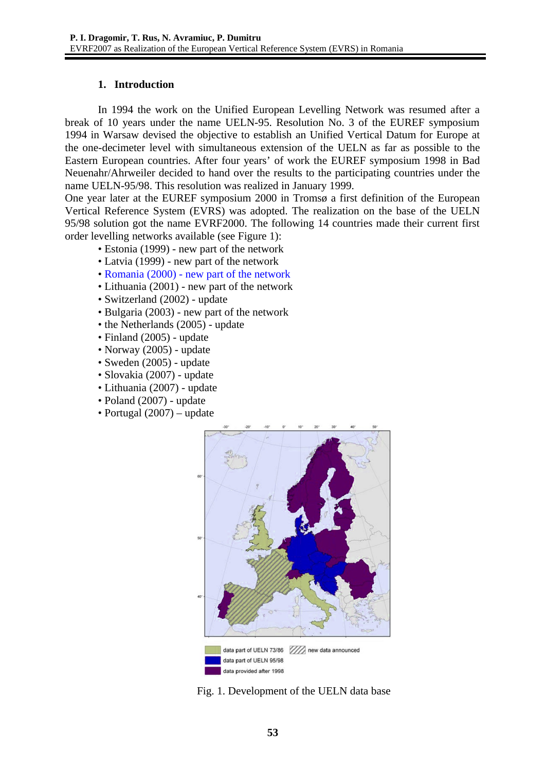## 1. Introduction

In 1994 the work on the Unified European Levelling Network was resumed after a break of 10 years under the name UELN-95. Resolution No. 3 of the EUREF symposium 1994 in Warsaw devised the objective to establish an Unified Vertical Datum for Europe at the one-decimeter level with simultaneous extension of the UELN as far as possible to the Eastern European countries. After four years' of work the EUREF symposium 1998 in Bad Neuenahr/Ahrweiler decided to hand over the results to the participating countries under the name UELN-95/98. This resolution was realized in January 1999.

One year later at the EUREF symposium 2000 in Tromsø a first definition of the European Vertical Reference System (EVRS) was adopted. The realization on the base of the UELN 95/98 solution got the name EVRF2000. The following 14 countries made their current first order levelling networks available (see Figure 1):

- Estonia (1999) - new part of the network
- Latvia (1999) - new part of the network
- Romania (2000) - new part of the network
- Lithuania (2001) - new part of the network
- Switzerland (2002) - update
- Bulgaria (2003) - new part of the network
- the Netherlands (2005) - update
- Finland (2005) - update
- Norway (2005) - update
- Sweden (2005) - update
- Slovakia (2007) - update
- Lithuania (2007) - update
- Poland (2007) - update
- Portugal (2007) – update

Fig. 1. Development of the UELN data base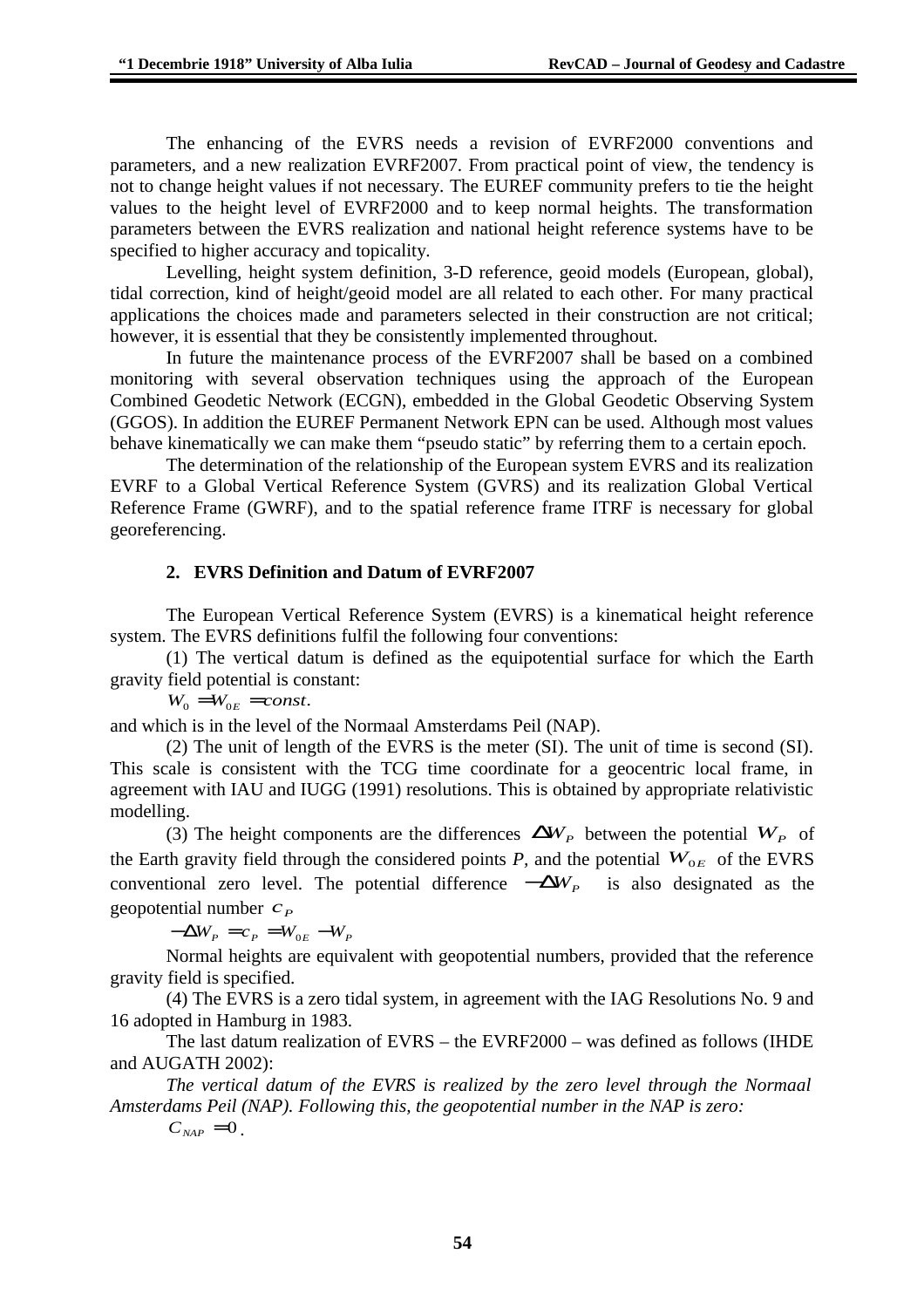The enhancing of the EVRS needs a revision of EVRF2000 conventions and parameters, and a new realization EVRF2007. From practical point of view, the tendency is not to change height values if not necessary. The EUREF community prefers to tie the height values to the height level of EVRF2000 and to keep normal heights. The transformation parameters between the EVRS realization and national height reference systems have to be specified to higher accuracy and topicality.

Levelling, height system definition, 3-D reference, geoid models (European, global), tidal correction, kind of height/geoid model are all related to each other. For many practical applications the choices made and parameters selected in their construction are not critical; however, it is essential that they be consistently implemented throughout.

In future the maintenance process of the EVRF2007 shall be based on a combined monitoring with several observation techniques using the approach of the European Combined Geodetic Network (ECGN), embedded in the Global Geodetic Observing System (GGOS). In addition the EUREF Permanent Network EPN can be used. Although most values behave kinematically we can make them "pseudo static" by referring them to a certain epoch.

The determination of the relationship of the European system EVRS and its realization EVRF to a Global Vertical Reference System (GVRS) and its realization Global Vertical Reference Frame (GWRF), and to the spatial reference frame ITRF is necessary for global georeferencing.

## 2. EVRS Definition and Datum of EVRF2007

The European Vertical Reference System (EVRS) is a kinematical height reference system. The EVRS definitions fulfil the following four conventions:

(1) The vertical datum is defined as the equipotential surface for which the Earth gravity field potential is constant:

$W_0 = W_{0E} = const.$

and which is in the level of the Normaal Amsterdams Peil (NAP).

(2) The unit of length of the EVRS is the meter (SI). The unit of time is second (SI). This scale is consistent with the TCG time coordinate for a geocentric local frame, in agreement with IAU and IUGG (1991) resolutions. This is obtained by appropriate relativistic modelling.

(3) The height components are the differences $\Delta W_P$ between the potential $W_P$ of the Earth gravity field through the considered points *P*, and the potential $W_{0E}$ of the EVRS conventional zero level. The potential difference $-\Delta W_P$ is also designated as the geopotential number $c_P$

$-\Delta W_P = c_P = W_{0E} - W_P$

Normal heights are equivalent with geopotential numbers, provided that the reference gravity field is specified.

(4) The EVRS is a zero tidal system, in agreement with the IAG Resolutions No. 9 and 16 adopted in Hamburg in 1983.

The last datum realization of EVRS – the EVRF2000 – was defined as follows (IHDE and AUGATH 2002):

*The vertical datum of the EVRS is realized by the zero level through the Normaal Amsterdams Peil (NAP). Following this, the geopotential number in the NAP is zero:*

$C_{NAP} = 0$ .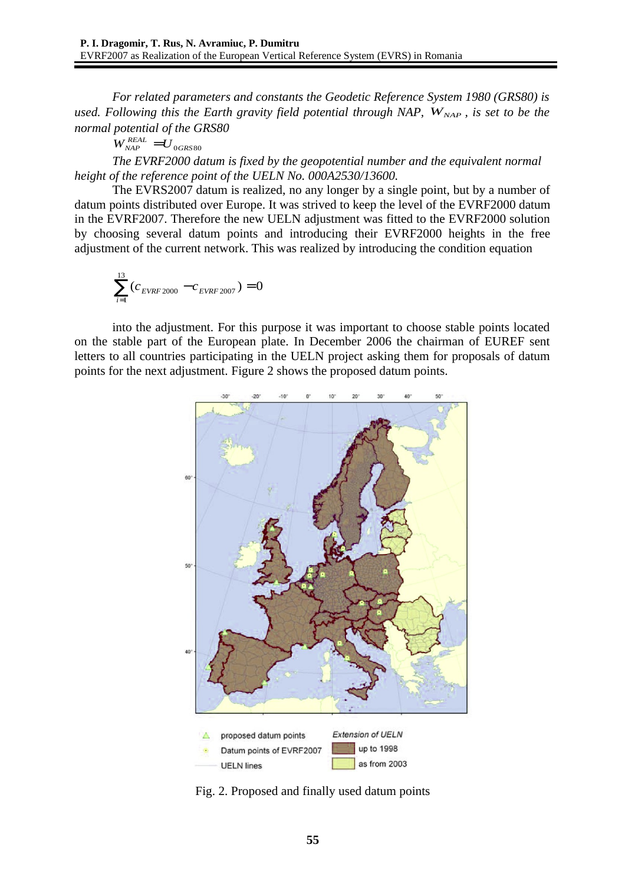*For related parameters and constants the Geodetic Reference System 1980 (GRS80) is used. Following this the Earth gravity field potential through NAP, $W_{NAP}$, is set to be the normal potential of the GRS80*

$$W_{NAP}^{REAL} = U_{0GRS80}$$

*The EVRF2000 datum is fixed by the geopotential number and the equivalent normal height of the reference point of the UELN No. 000A2530/13600.*

The EVRS2007 datum is realized, no any longer by a single point, but by a number of datum points distributed over Europe. It was strived to keep the level of the EVRF2000 datum in the EVRF2007. Therefore the new UELN adjustment was fitted to the EVRF2000 solution by choosing several datum points and introducing their EVRF2000 heights in the free adjustment of the current network. This was realized by introducing the condition equation

$$\sum_{i=1}^{13}(c_{EVRF2000} - c_{EVRF2007}) = 0$$

into the adjustment. For this purpose it was important to choose stable points located on the stable part of the European plate. In December 2006 the chairman of EUREF sent letters to all countries participating in the UELN project asking them for proposals of datum points for the next adjustment. Figure 2 shows the proposed datum points.

Fig. 2. Proposed and finally used datum points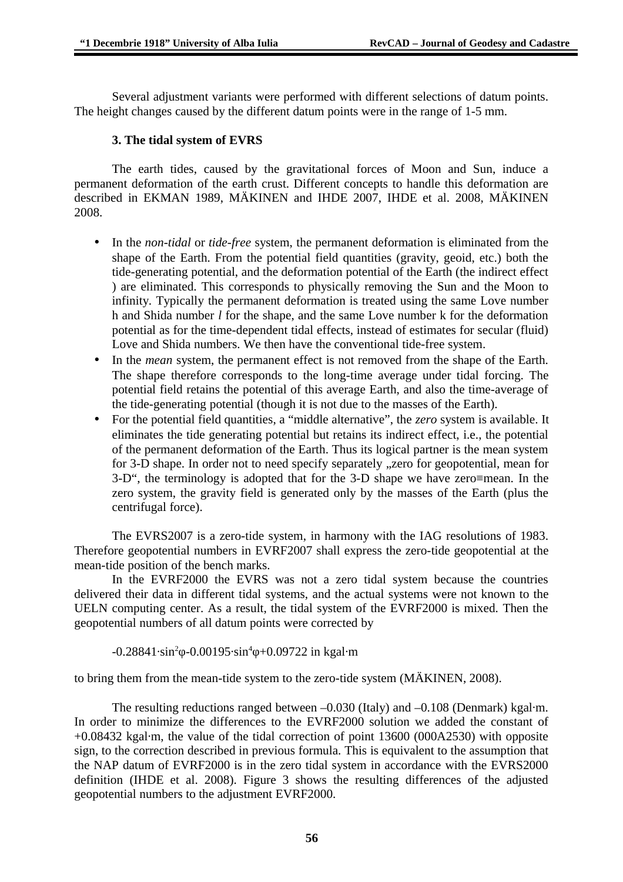Several adjustment variants were performed with different selections of datum points. The height changes caused by the different datum points were in the range of 1-5 mm.

### 3. The tidal system of EVRS

The earth tides, caused by the gravitational forces of Moon and Sun, induce a permanent deformation of the earth crust. Different concepts to handle this deformation are described in EKMAN 1989, MÄKINEN and IHDE 2007, IHDE et al. 2008, MÄKINEN 2008.

- In the *non-tidal* or *tide-free* system, the permanent deformation is eliminated from the shape of the Earth. From the potential field quantities (gravity, geoid, etc.) both the tide-generating potential, and the deformation potential of the Earth (the indirect effect ) are eliminated. This corresponds to physically removing the Sun and the Moon to infinity. Typically the permanent deformation is treated using the same Love number h and Shida number *l* for the shape, and the same Love number k for the deformation potential as for the time-dependent tidal effects, instead of estimates for secular (fluid) Love and Shida numbers. We then have the conventional tide-free system.
- In the *mean* system, the permanent effect is not removed from the shape of the Earth. The shape therefore corresponds to the long-time average under tidal forcing. The potential field retains the potential of this average Earth, and also the time-average of the tide-generating potential (though it is not due to the masses of the Earth).
- For the potential field quantities, a "middle alternative", the *zero* system is available. It eliminates the tide generating potential but retains its indirect effect, i.e., the potential of the permanent deformation of the Earth. Thus its logical partner is the mean system for 3-D shape. In order not to need specify separately „zero for geopotential, mean for 3-D", the terminology is adopted that for the 3-D shape we have zero≡mean. In the zero system, the gravity field is generated only by the masses of the Earth (plus the centrifugal force).

The EVRS2007 is a zero-tide system, in harmony with the IAG resolutions of 1983. Therefore geopotential numbers in EVRF2007 shall express the zero-tide geopotential at the mean-tide position of the bench marks.

In the EVRF2000 the EVRS was not a zero tidal system because the countries delivered their data in different tidal systems, and the actual systems were not known to the UELN computing center. As a result, the tidal system of the EVRF2000 is mixed. Then the geopotential numbers of all datum points were corrected by

$$-0.28841 \cdot \sin^2\varphi - 0.00195 \cdot \sin^4\varphi + 0.09722 \text{ in kgal·m}$$

to bring them from the mean-tide system to the zero-tide system (MÄKINEN, 2008).

The resulting reductions ranged between –0.030 (Italy) and –0.108 (Denmark) kgal·m. In order to minimize the differences to the EVRF2000 solution we added the constant of +0.08432 kgal·m, the value of the tidal correction of point 13600 (000A2530) with opposite sign, to the correction described in previous formula. This is equivalent to the assumption that the NAP datum of EVRF2000 is in the zero tidal system in accordance with the EVRS2000 definition (IHDE et al. 2008). Figure 3 shows the resulting differences of the adjusted geopotential numbers to the adjustment EVRF2000.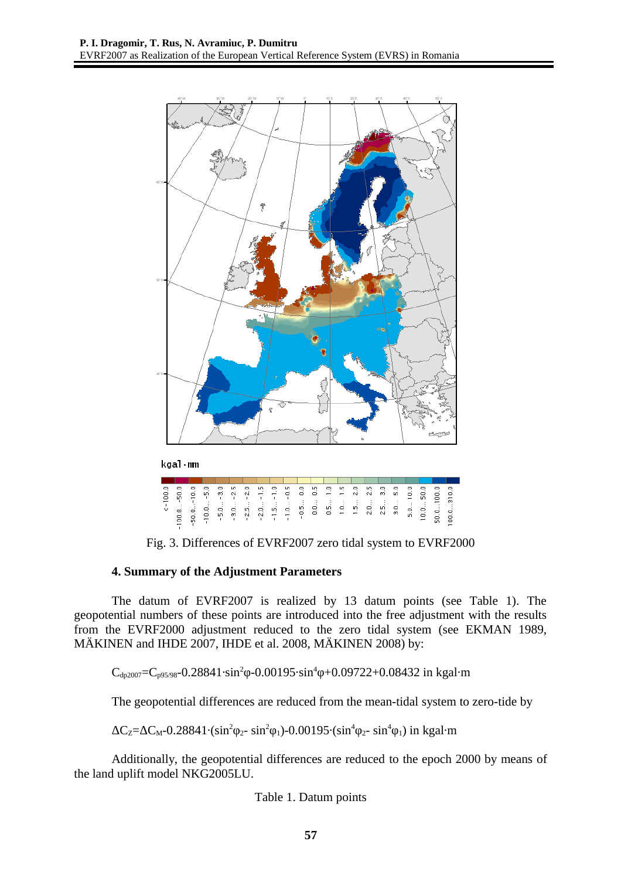Fig. 3. Differences of EVRF2007 zero tidal system to EVRF2000

### 4. Summary of the Adjustment Parameters

The datum of EVRF2007 is realized by 13 datum points (see Table 1). The geopotential numbers of these points are introduced into the free adjustment with the results from the EVRF2000 adjustment reduced to the zero tidal system (see EKMAN 1989, MÄKINEN and IHDE 2007, IHDE et al. 2008, MÄKINEN 2008) by:

$$C_{dp2007}=C_{p95/98}-0.28841\cdot\sin^2\varphi-0.00195\cdot\sin^4\varphi+0.09722+0.08432 \text{ in kgal}\cdot\text{m}$$

The geopotential differences are reduced from the mean-tidal system to zero-tide by

$$\Delta C_Z=\Delta C_M-0.28841\cdot(\sin^2\varphi_2-\sin^2\varphi_1)-0.00195\cdot(\sin^4\varphi_2-\sin^4\varphi_1) \text{ in kgal}\cdot\text{m}$$

Additionally, the geopotential differences are reduced to the epoch 2000 by means of the land uplift model NKG2005LU.

Table 1. Datum points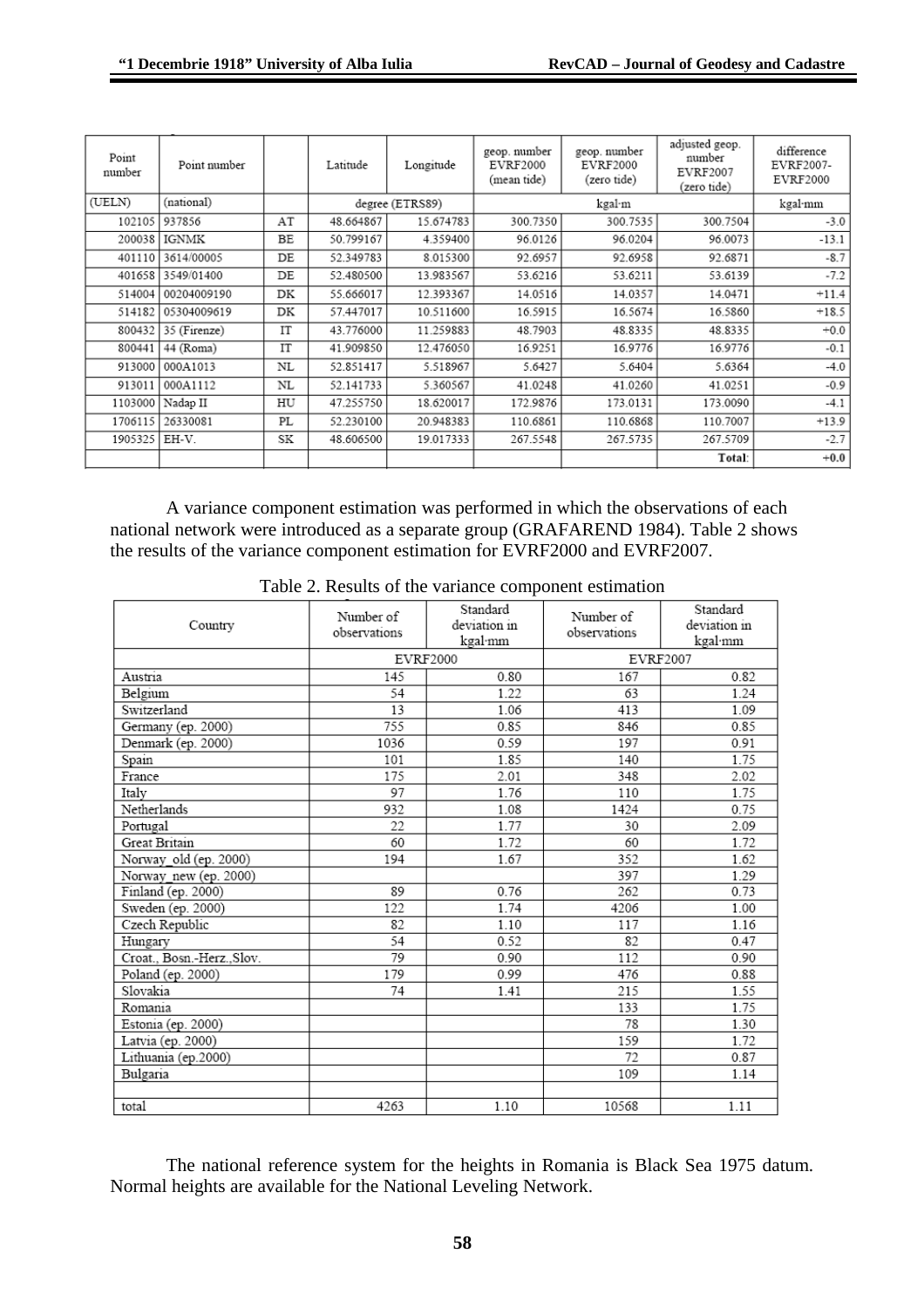| Point number | Point number | | Latitude | Longitude | geop. number EVRF2000 (mean tide) | geop. number EVRF2000 (zero tide) | adjusted geop. number EVRF2007 (zero tide) | difference EVRF2007-EVRF2000 |
|---|---|---|---|---|---|---|---|---|
| (UELN) | (national) | | degree (ETRS89) | | kgal·m | | | kgal·mm |
| 102105 | 937856 | AT | 48.664867 | 15.674783 | 300.7350 | 300.7535 | 300.7504 | -3.0 |
| 200038 | IGNMK | BE | 50.799167 | 4.359400 | 96.0126 | 96.0204 | 96.0073 | -13.1 |
| 401110 | 3614/00005 | DE | 52.349783 | 8.015300 | 92.6957 | 92.6958 | 92.6871 | -8.7 |
| 401658 | 3549/01400 | DE | 52.480500 | 13.983567 | 53.6216 | 53.6211 | 53.6139 | -7.2 |
| 514004 | 00204009190 | DK | 55.666017 | 12.393367 | 14.0516 | 14.0357 | 14.0471 | +11.4 |
| 514182 | 05304009619 | DK | 57.447017 | 10.511600 | 16.5915 | 16.5674 | 16.5860 | +18.5 |
| 800432 | 35 (Firenze) | IT | 43.776000 | 11.259883 | 48.7903 | 48.8335 | 48.8335 | +0.0 |
| 800441 | 44 (Roma) | IT | 41.909850 | 12.476050 | 16.9251 | 16.9776 | 16.9776 | -0.1 |
| 913000 | 000A1013 | NL | 52.851417 | 5.518967 | 5.6427 | 5.6404 | 5.6364 | -4.0 |
| 913011 | 000A1112 | NL | 52.141733 | 5.360567 | 41.0248 | 41.0260 | 41.0251 | -0.9 |
| 1103000 | Nadap II | HU | 47.255750 | 18.620017 | 172.9876 | 173.0131 | 173.0090 | -4.1 |
| 1706115 | 26330081 | PL | 52.230100 | 20.948383 | 110.6861 | 110.6868 | 110.7007 | +13.9 |
| 1905325 | EH-V. | SK | 48.606500 | 19.017333 | 267.5548 | 267.5735 | 267.5709 | -2.7 |
| | | | | | | | **Total:** | **+0.0** |

A variance component estimation was performed in which the observations of each national network were introduced as a separate group (GRAFAREND 1984). Table 2 shows the results of the variance component estimation for EVRF2000 and EVRF2007.

Table 2. Results of the variance component estimation

| Country | Number of observations | Standard deviation in kgal·mm | Number of observations | Standard deviation in kgal·mm |
|---|---|---|---|---|
| | EVRF2000 | | EVRF2007 | |
| Austria | 145 | 0.80 | 167 | 0.82 |
| Belgium | 54 | 1.22 | 63 | 1.24 |
| Switzerland | 13 | 1.06 | 413 | 1.09 |
| Germany (ep. 2000) | 755 | 0.85 | 846 | 0.85 |
| Denmark (ep. 2000) | 1036 | 0.59 | 197 | 0.91 |
| Spain | 101 | 1.85 | 140 | 1.75 |
| France | 175 | 2.01 | 348 | 2.02 |
| Italy | 97 | 1.76 | 110 | 1.75 |
| Netherlands | 932 | 1.08 | 1424 | 0.75 |
| Portugal | 22 | 1.77 | 30 | 2.09 |
| Great Britain | 60 | 1.72 | 60 | 1.72 |
| Norway_old (ep. 2000) | 194 | 1.67 | 352 | 1.62 |
| Norway_new (ep. 2000) | | | 397 | 1.29 |
| Finland (ep. 2000) | 89 | 0.76 | 262 | 0.73 |
| Sweden (ep. 2000) | 122 | 1.74 | 4206 | 1.00 |
| Czech Republic | 82 | 1.10 | 117 | 1.16 |
| Hungary | 54 | 0.52 | 82 | 0.47 |
| Croat., Bosn.-Herz.,Slov. | 79 | 0.90 | 112 | 0.90 |
| Poland (ep. 2000) | 179 | 0.99 | 476 | 0.88 |
| Slovakia | 74 | 1.41 | 215 | 1.55 |
| Romania | | | 133 | 1.75 |
| Estonia (ep. 2000) | | | 78 | 1.30 |
| Latvia (ep. 2000) | | | 159 | 1.72 |
| Lithuania (ep.2000) | | | 72 | 0.87 |
| Bulgaria | | | 109 | 1.14 |
| | | | | |
| total | 4263 | 1.10 | 10568 | 1.11 |

The national reference system for the heights in Romania is Black Sea 1975 datum. Normal heights are available for the National Leveling Network.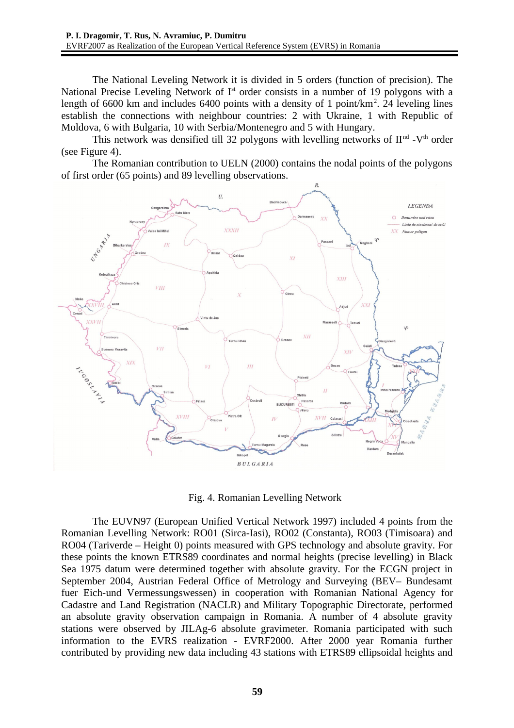The National Leveling Network it is divided in 5 orders (function of precision). The National Precise Leveling Network of I[st] order consists in a number of 19 polygons with a length of 6600 km and includes 6400 points with a density of 1 point/km$^2$. 24 leveling lines establish the connections with neighbour countries: 2 with Ukraine, 1 with Republic of Moldova, 6 with Bulgaria, 10 with Serbia/Montenegro and 5 with Hungary.

This network was densified till 32 polygons with levelling networks of II[nd] -V[th] order (see Figure 4).

The Romanian contribution to UELN (2000) contains the nodal points of the polygons of first order (65 points) and 89 levelling observations.

Fig. 4. Romanian Levelling Network

The EUVN97 (European Unified Vertical Network 1997) included 4 points from the Romanian Levelling Network: RO01 (Sirca-Iasi), RO02 (Constanta), RO03 (Timisoara) and RO04 (Tariverde – Height 0) points measured with GPS technology and absolute gravity. For these points the known ETRS89 coordinates and normal heights (precise levelling) in Black Sea 1975 datum were determined together with absolute gravity. For the ECGN project in September 2004, Austrian Federal Office of Metrology and Surveying (BEV– Bundesamt fuer Eich-und Vermessungswessen) in cooperation with Romanian National Agency for Cadastre and Land Registration (NACLR) and Military Topographic Directorate, performed an absolute gravity observation campaign in Romania. A number of 4 absolute gravity stations were observed by JILAg-6 absolute gravimeter. Romania participated with such information to the EVRS realization - EVRF2000. After 2000 year Romania further contributed by providing new data including 43 stations with ETRS89 ellipsoidal heights and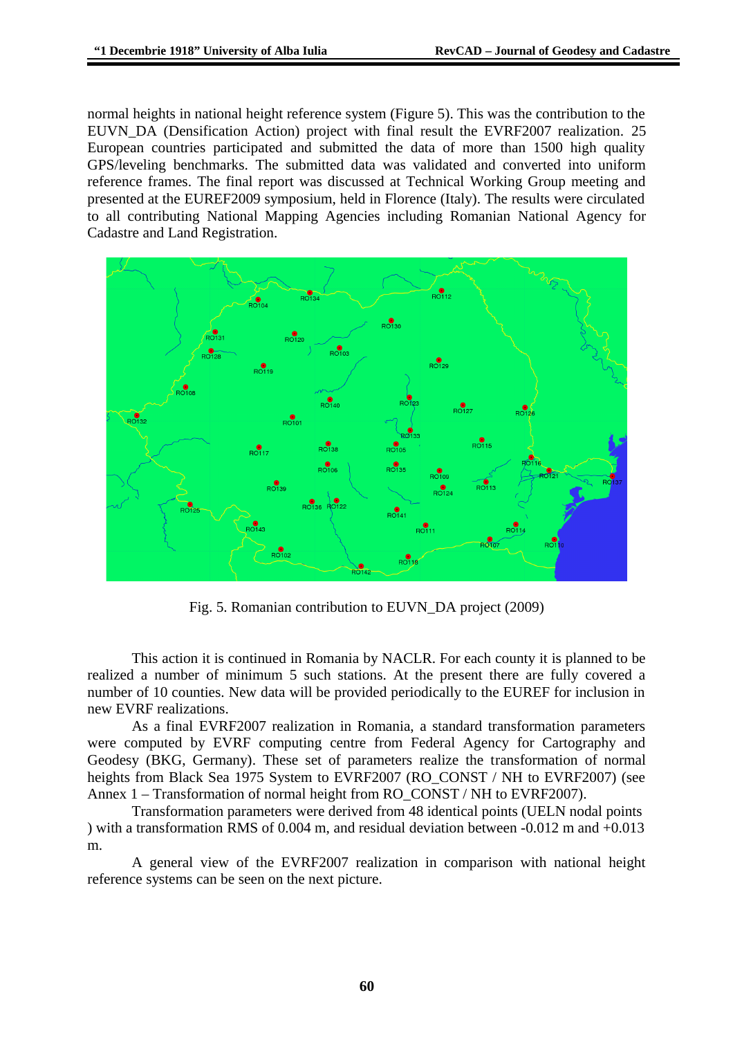normal heights in national height reference system (Figure 5). This was the contribution to the EUVN_DA (Densification Action) project with final result the EVRF2007 realization. 25 European countries participated and submitted the data of more than 1500 high quality GPS/leveling benchmarks. The submitted data was validated and converted into uniform reference frames. The final report was discussed at Technical Working Group meeting and presented at the EUREF2009 symposium, held in Florence (Italy). The results were circulated to all contributing National Mapping Agencies including Romanian National Agency for Cadastre and Land Registration.

Fig. 5. Romanian contribution to EUVN_DA project (2009)

This action it is continued in Romania by NACLR. For each county it is planned to be realized a number of minimum 5 such stations. At the present there are fully covered a number of 10 counties. New data will be provided periodically to the EUREF for inclusion in new EVRF realizations.

As a final EVRF2007 realization in Romania, a standard transformation parameters were computed by EVRF computing centre from Federal Agency for Cartography and Geodesy (BKG, Germany). These set of parameters realize the transformation of normal heights from Black Sea 1975 System to EVRF2007 (RO_CONST / NH to EVRF2007) (see Annex 1 – Transformation of normal height from RO_CONST / NH to EVRF2007).

Transformation parameters were derived from 48 identical points (UELN nodal points ) with a transformation RMS of 0.004 m, and residual deviation between -0.012 m and +0.013 m.

A general view of the EVRF2007 realization in comparison with national height reference systems can be seen on the next picture.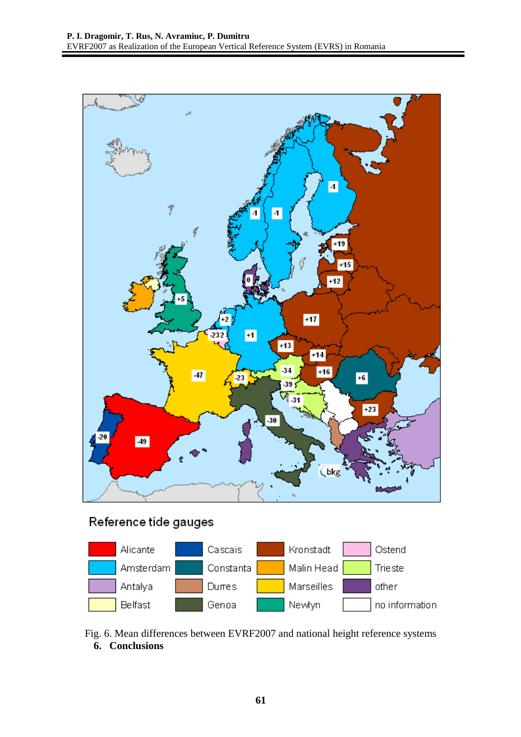Reference tide gauges

| | | | |
|---|---|---|---|
| Alicante | Cascais | Kronstadt | Ostend |
| Amsterdam | Constanta | Malin Head | Trieste |
| Antalya | Durres | Marseilles | other |
| Belfast | Genoa | Newlyn | no information |

Fig. 6. Mean differences between EVRF2007 and national height reference systems

## 6. Conclusions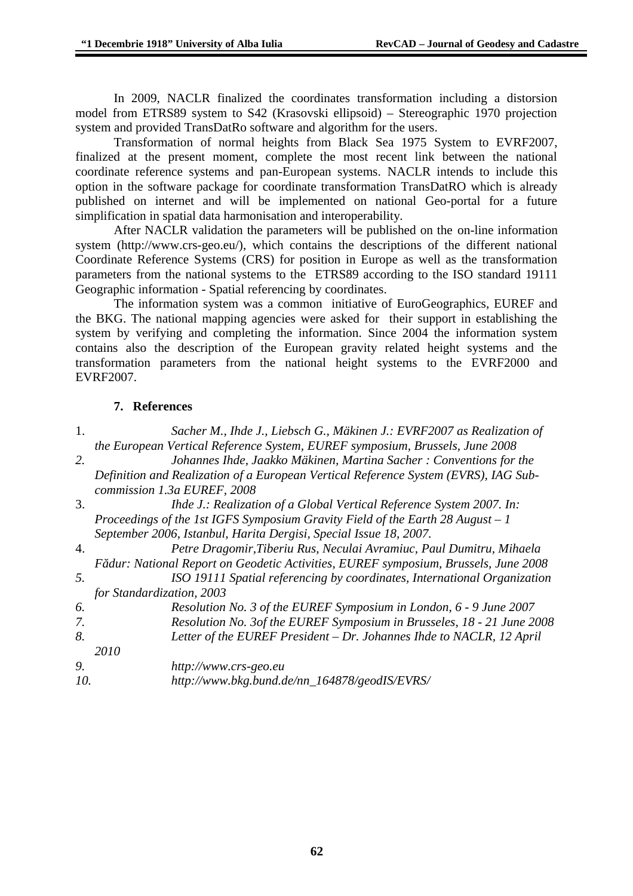In 2009, NACLR finalized the coordinates transformation including a distorsion model from ETRS89 system to S42 (Krasovski ellipsoid) – Stereographic 1970 projection system and provided TransDatRo software and algorithm for the users.

Transformation of normal heights from Black Sea 1975 System to EVRF2007, finalized at the present moment, complete the most recent link between the national coordinate reference systems and pan-European systems. NACLR intends to include this option in the software package for coordinate transformation TransDatRO which is already published on internet and will be implemented on national Geo-portal for a future simplification in spatial data harmonisation and interoperability.

After NACLR validation the parameters will be published on the on-line information system (http://www.crs-geo.eu/), which contains the descriptions of the different national Coordinate Reference Systems (CRS) for position in Europe as well as the transformation parameters from the national systems to the ETRS89 according to the ISO standard 19111 Geographic information - Spatial referencing by coordinates.

The information system was a common initiative of EuroGeographics, EUREF and the BKG. The national mapping agencies were asked for their support in establishing the system by verifying and completing the information. Since 2004 the information system contains also the description of the European gravity related height systems and the transformation parameters from the national height systems to the EVRF2000 and EVRF2007.

## 7. References

1. *Sacher M., Ihde J., Liebsch G., Mäkinen J.: EVRF2007 as Realization of the European Vertical Reference System, EUREF symposium, Brussels, June 2008*
2. *Johannes Ihde, Jaakko Mäkinen, Martina Sacher : Conventions for the Definition and Realization of a European Vertical Reference System (EVRS), IAG Sub-commission 1.3a EUREF, 2008*
3. *Ihde J.: Realization of a Global Vertical Reference System 2007. In: Proceedings of the 1st IGFS Symposium Gravity Field of the Earth 28 August – 1 September 2006, Istanbul, Harita Dergisi, Special Issue 18, 2007.*
4. *Petre Dragomir,Tiberiu Rus, Neculai Avramiuc, Paul Dumitru, Mihaela Fădur: National Report on Geodetic Activities, EUREF symposium, Brussels, June 2008*
5. *ISO 19111 Spatial referencing by coordinates, International Organization for Standardization, 2003*
6. *Resolution No. 3 of the EUREF Symposium in London, 6 - 9 June 2007*
7. *Resolution No. 3of the EUREF Symposium in Brusseles, 18 - 21 June 2008*
8. *Letter of the EUREF President – Dr. Johannes Ihde to NACLR, 12 April 2010*
9. *http://www.crs-geo.eu*
10. *http://www.bkg.bund.de/nn_164878/geodIS/EVRS/*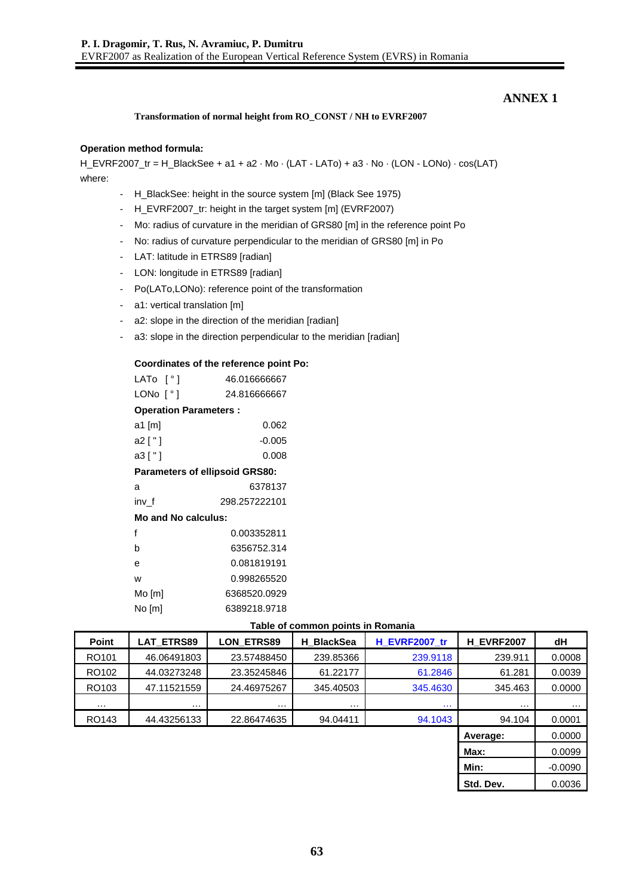# ANNEX 1

**Transformation of normal height from RO_CONST / NH to EVRF2007**

**Operation method formula:**

H_EVRF2007_tr = H_BlackSee + a1 + a2 · Mo · (LAT - LATo) + a3 · No · (LON - LONo) · cos(LAT)

where:

- H_BlackSee: height in the source system [m] (Black See 1975)
- H_EVRF2007_tr: height in the target system [m] (EVRF2007)
- Mo: radius of curvature in the meridian of GRS80 [m] in the reference point Po
- No: radius of curvature perpendicular to the meridian of GRS80 [m] in Po
- LAT: latitude in ETRS89 [radian]
- LON: longitude in ETRS89 [radian]
- Po(LATo,LONo): reference point of the transformation
- a1: vertical translation [m]
- a2: slope in the direction of the meridian [radian]
- a3: slope in the direction perpendicular to the meridian [radian]

**Coordinates of the reference point Po:**

| | |
|---|---|
| LATo [ ° ] | 46.016666667 |
| LONo [ ° ] | 24.816666667 |

**Operation Parameters :**

| | |
|---|---|
| a1 [m] | 0.062 |
| a2 [ " ] | -0.005 |
| a3 [ " ] | 0.008 |

**Parameters of ellipsoid GRS80:**

| | |
|---|---|
| a | 6378137 |
| inv_f | 298.257222101 |

**Mo and No calculus:**

| | |
|---|---|
| f | 0.003352811 |
| b | 6356752.314 |
| e | 0.081819191 |
| w | 0.998265520 |
| Mo [m] | 6368520.0929 |
| No [m] | 6389218.9718 |

**Table of common points in Romania**

| Point | LAT_ETRS89 | LON_ETRS89 | H_BlackSea | H_EVRF2007_tr | H_EVRF2007 | dH |
|---|---|---|---|---|---|---|
| RO101 | 46.06491803 | 23.57488450 | 239.85366 | 239.9118 | 239.911 | 0.0008 |
| RO102 | 44.03273248 | 23.35245846 | 61.22177 | 61.2846 | 61.281 | 0.0039 |
| RO103 | 47.11521559 | 24.46975267 | 345.40503 | 345.4630 | 345.463 | 0.0000 |
| … | … | … | … | … | … | … |
| RO143 | 44.43256133 | 22.86474635 | 94.04411 | 94.1043 | 94.104 | 0.0001 |
| | | | | | **Average:** | 0.0000 |
| | | | | | **Max:** | 0.0099 |
| | | | | | **Min:** | -0.0090 |
| | | | | | **Std. Dev.** | 0.0036 |